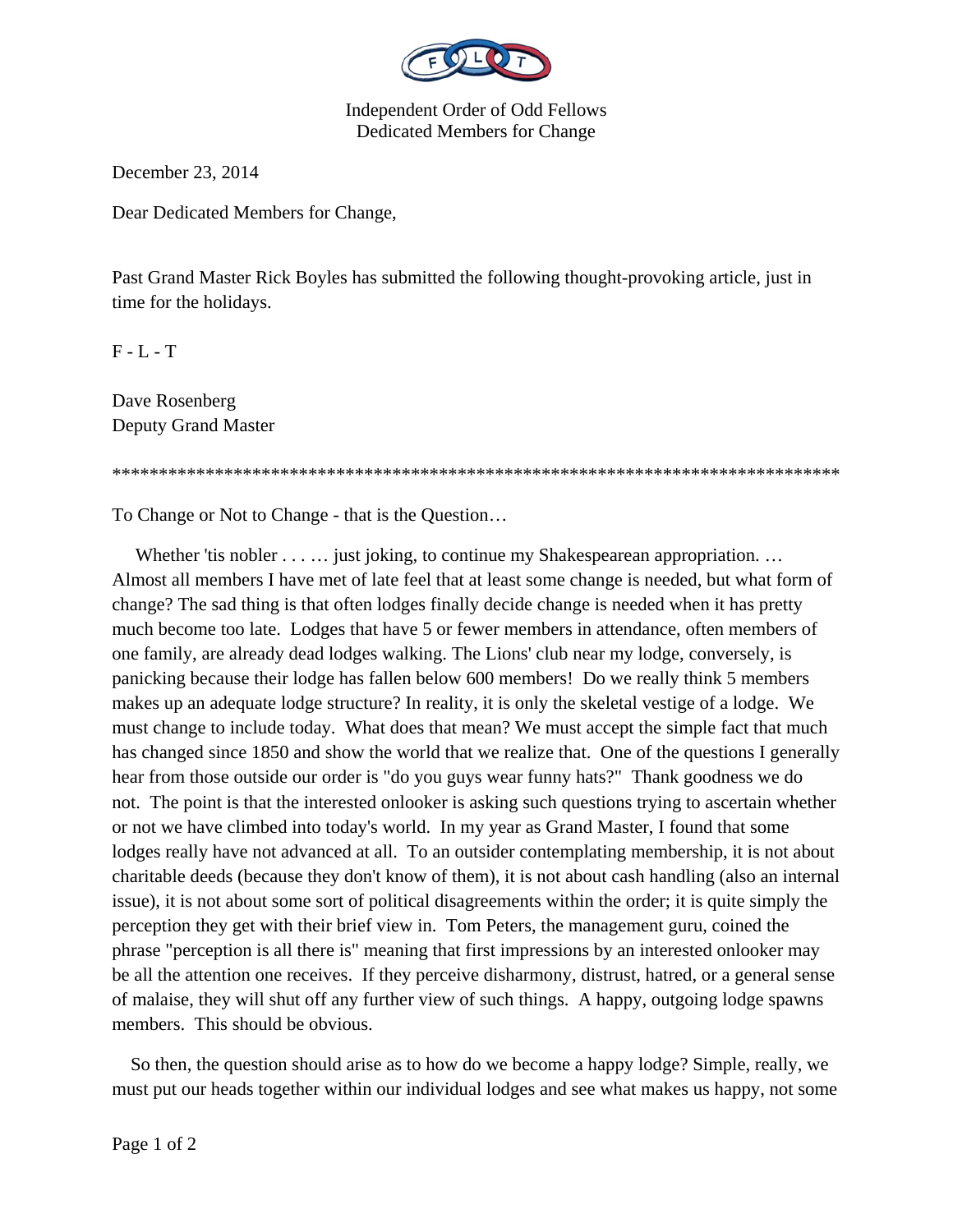Independent Order of Odd Fellows
Dedicated Members for Change

December 23, 2014

Dear Dedicated Members for Change,

Past Grand Master Rick Boyles has submitted the following thought-provoking article, just in time for the holidays.

F - L - T

Dave Rosenberg
Deputy Grand Master

********************************************************************************

To Change or Not to Change - that is the Question…

Whether 'tis nobler . . . … just joking, to continue my Shakespearean appropriation. … Almost all members I have met of late feel that at least some change is needed, but what form of change? The sad thing is that often lodges finally decide change is needed when it has pretty much become too late. Lodges that have 5 or fewer members in attendance, often members of one family, are already dead lodges walking. The Lions' club near my lodge, conversely, is panicking because their lodge has fallen below 600 members! Do we really think 5 members makes up an adequate lodge structure? In reality, it is only the skeletal vestige of a lodge. We must change to include today. What does that mean? We must accept the simple fact that much has changed since 1850 and show the world that we realize that. One of the questions I generally hear from those outside our order is "do you guys wear funny hats?" Thank goodness we do not. The point is that the interested onlooker is asking such questions trying to ascertain whether or not we have climbed into today's world. In my year as Grand Master, I found that some lodges really have not advanced at all. To an outsider contemplating membership, it is not about charitable deeds (because they don't know of them), it is not about cash handling (also an internal issue), it is not about some sort of political disagreements within the order; it is quite simply the perception they get with their brief view in. Tom Peters, the management guru, coined the phrase "perception is all there is" meaning that first impressions by an interested onlooker may be all the attention one receives. If they perceive disharmony, distrust, hatred, or a general sense of malaise, they will shut off any further view of such things. A happy, outgoing lodge spawns members. This should be obvious.

So then, the question should arise as to how do we become a happy lodge? Simple, really, we must put our heads together within our individual lodges and see what makes us happy, not some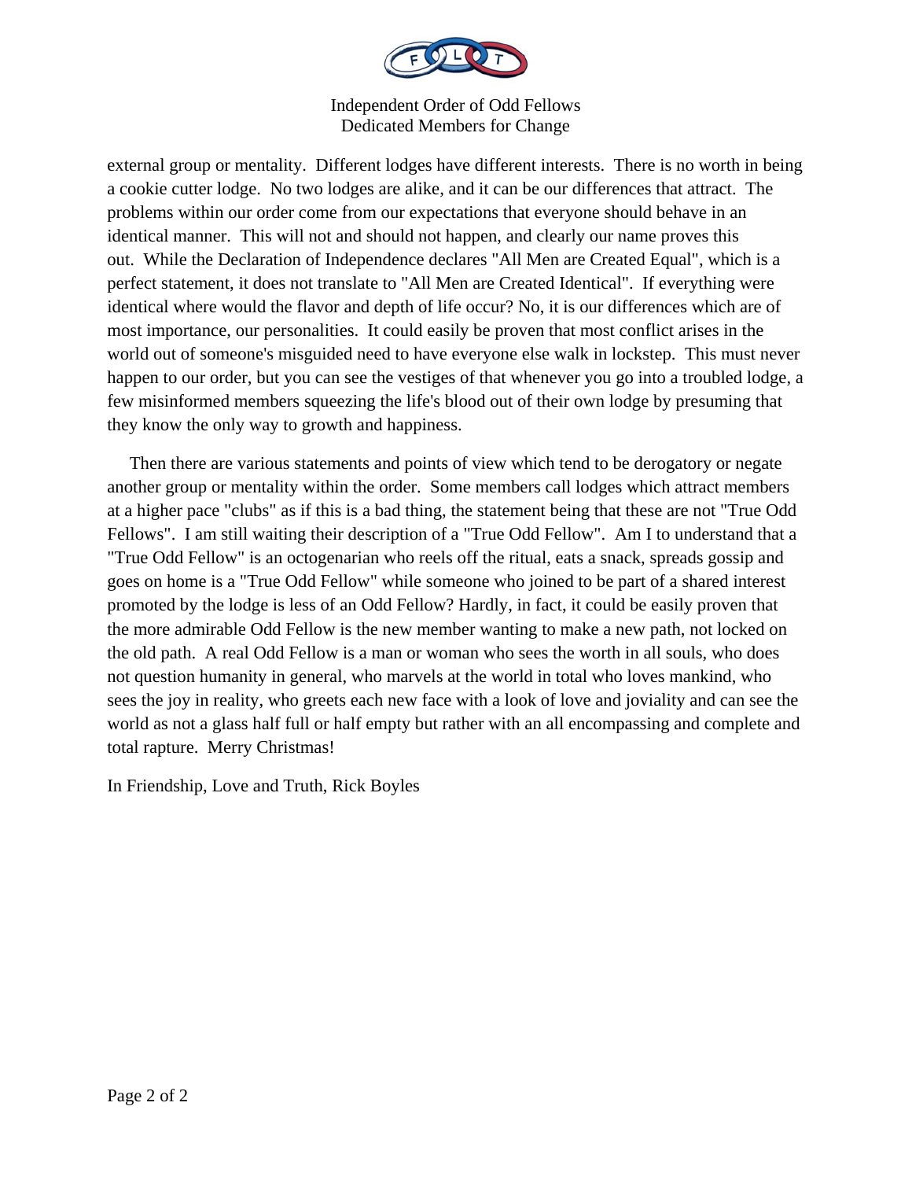external group or mentality. Different lodges have different interests. There is no worth in being a cookie cutter lodge. No two lodges are alike, and it can be our differences that attract. The problems within our order come from our expectations that everyone should behave in an identical manner. This will not and should not happen, and clearly our name proves this out. While the Declaration of Independence declares "All Men are Created Equal", which is a perfect statement, it does not translate to "All Men are Created Identical". If everything were identical where would the flavor and depth of life occur? No, it is our differences which are of most importance, our personalities. It could easily be proven that most conflict arises in the world out of someone's misguided need to have everyone else walk in lockstep. This must never happen to our order, but you can see the vestiges of that whenever you go into a troubled lodge, a few misinformed members squeezing the life's blood out of their own lodge by presuming that they know the only way to growth and happiness.

Then there are various statements and points of view which tend to be derogatory or negate another group or mentality within the order. Some members call lodges which attract members at a higher pace "clubs" as if this is a bad thing, the statement being that these are not "True Odd Fellows". I am still waiting their description of a "True Odd Fellow". Am I to understand that a "True Odd Fellow" is an octogenarian who reels off the ritual, eats a snack, spreads gossip and goes on home is a "True Odd Fellow" while someone who joined to be part of a shared interest promoted by the lodge is less of an Odd Fellow? Hardly, in fact, it could be easily proven that the more admirable Odd Fellow is the new member wanting to make a new path, not locked on the old path. A real Odd Fellow is a man or woman who sees the worth in all souls, who does not question humanity in general, who marvels at the world in total who loves mankind, who sees the joy in reality, who greets each new face with a look of love and joviality and can see the world as not a glass half full or half empty but rather with an all encompassing and complete and total rapture. Merry Christmas!

In Friendship, Love and Truth, Rick Boyles